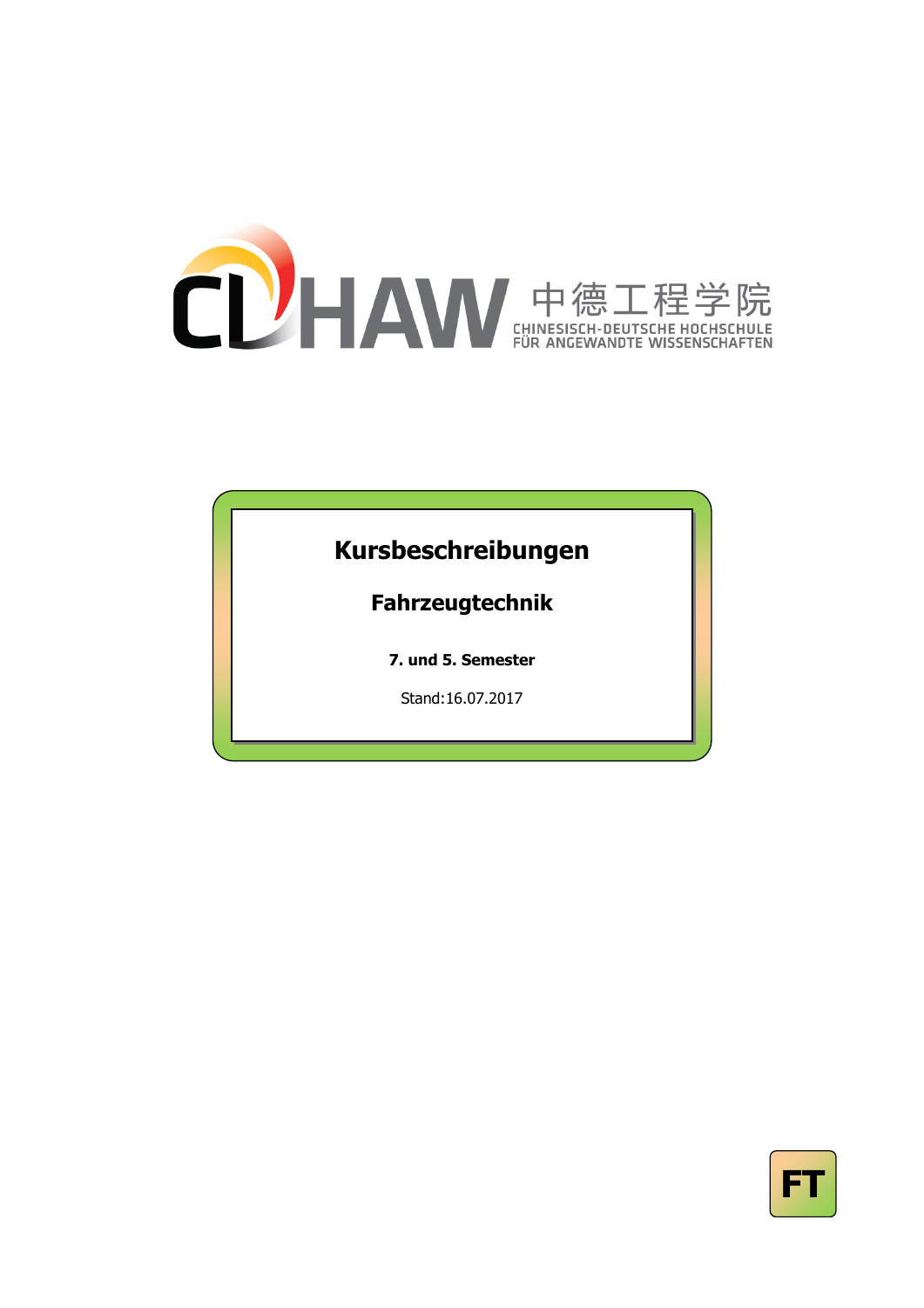CDHAW 中德工程学院
CHINESISCH-DEUTSCHE HOCHSCHULE FÜR ANGEWANDTE WISSENSCHAFTEN

# Kursbeschreibungen

## Fahrzeugtechnik

**7. und 5. Semester**

Stand:16.07.2017

FT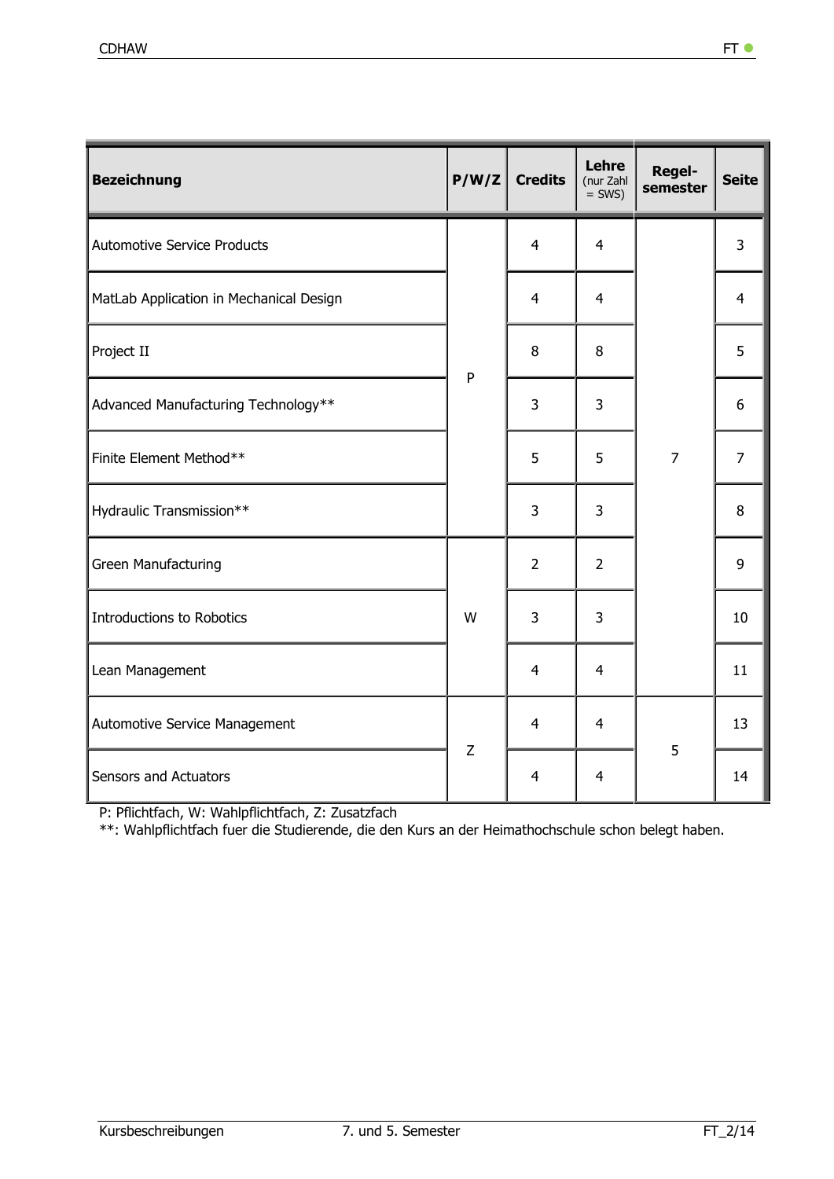| Bezeichnung | P/W/Z | Credits | Lehre (nur Zahl = SWS) | Regel-semester | Seite |
|---|---|---|---|---|---|
| Automotive Service Products | P | 4 | 4 | 7 | 3 |
| MatLab Application in Mechanical Design | P | 4 | 4 | 7 | 4 |
| Project II | P | 8 | 8 | 7 | 5 |
| Advanced Manufacturing Technology** | P | 3 | 3 | 7 | 6 |
| Finite Element Method** | P | 5 | 5 | 7 | 7 |
| Hydraulic Transmission** | P | 3 | 3 | 7 | 8 |
| Green Manufacturing | W | 2 | 2 | 7 | 9 |
| Introductions to Robotics | W | 3 | 3 | 7 | 10 |
| Lean Management | W | 4 | 4 | 7 | 11 |
| Automotive Service Management | Z | 4 | 4 | 5 | 13 |
| Sensors and Actuators | Z | 4 | 4 | 5 | 14 |

P: Pflichtfach, W: Wahlpflichtfach, Z: Zusatzfach

**: Wahlpflichtfach fuer die Studierende, die den Kurs an der Heimathochschule schon belegt haben.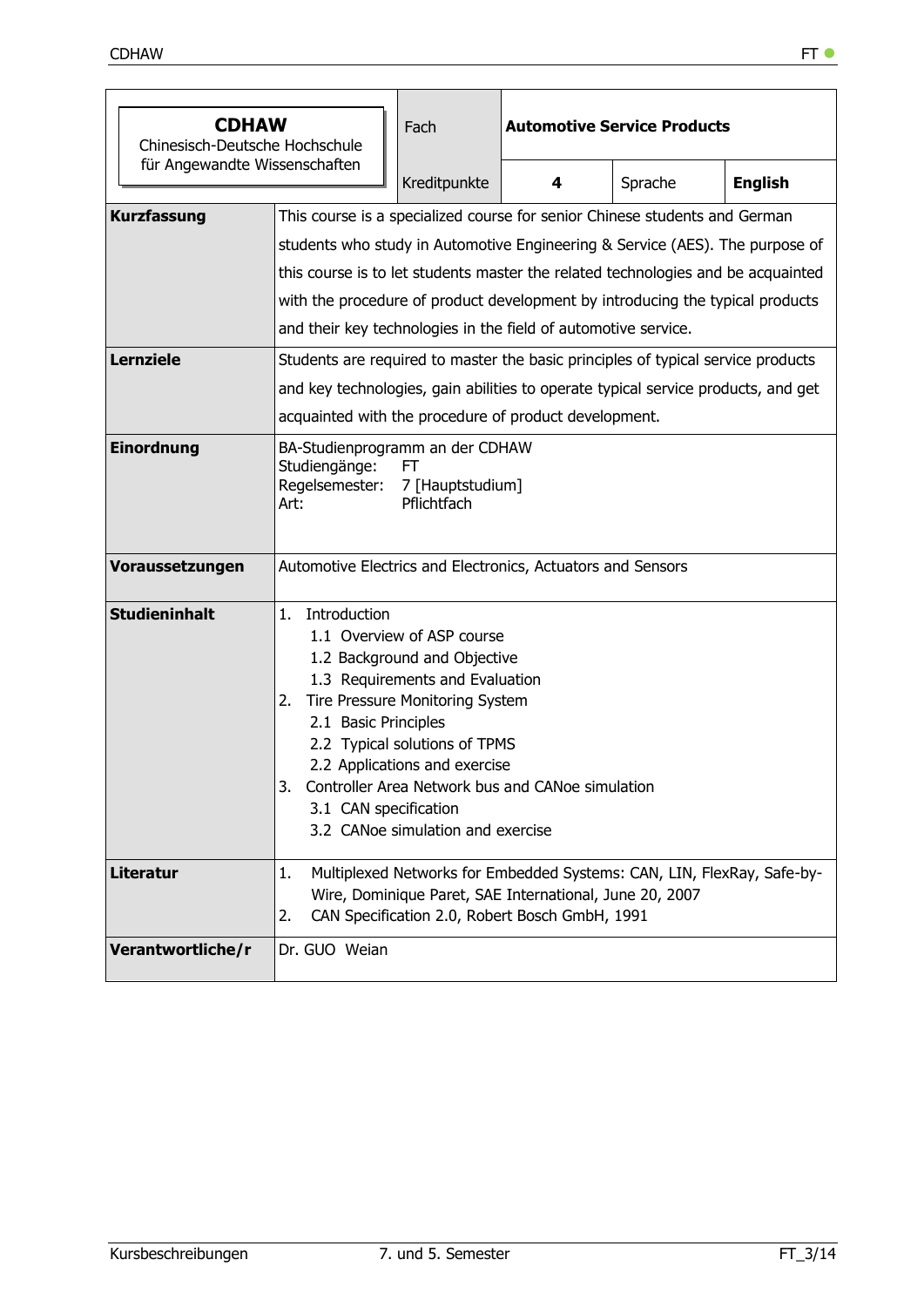| **CDHAW** Chinesisch-Deutsche Hochschule für Angewandte Wissenschaften | Fach | **Automotive Service Products** | | |
|---|---|---|---|---|
| | Kreditpunkte | **4** | Sprache | **English** |

| | |
|---|---|
| **Kurzfassung** | This course is a specialized course for senior Chinese students and German students who study in Automotive Engineering & Service (AES). The purpose of this course is to let students master the related technologies and be acquainted with the procedure of product development by introducing the typical products and their key technologies in the field of automotive service. |
| **Lernziele** | Students are required to master the basic principles of typical service products and key technologies, gain abilities to operate typical service products, and get acquainted with the procedure of product development. |
| **Einordnung** | BA-Studienprogramm an der CDHAW<br>Studiengänge: FT<br>Regelsemester: 7 [Hauptstudium]<br>Art: Pflichtfach |
| **Voraussetzungen** | Automotive Electrics and Electronics, Actuators and Sensors |
| **Studieninhalt** | 1. Introduction<br>1.1 Overview of ASP course<br>1.2 Background and Objective<br>1.3 Requirements and Evaluation<br>2. Tire Pressure Monitoring System<br>2.1 Basic Principles<br>2.2 Typical solutions of TPMS<br>2.2 Applications and exercise<br>3. Controller Area Network bus and CANoe simulation<br>3.1 CAN specification<br>3.2 CANoe simulation and exercise |
| **Literatur** | 1. Multiplexed Networks for Embedded Systems: CAN, LIN, FlexRay, Safe-by-Wire, Dominique Paret, SAE International, June 20, 2007<br>2. CAN Specification 2.0, Robert Bosch GmbH, 1991 |
| **Verantwortliche/r** | Dr. GUO Weian |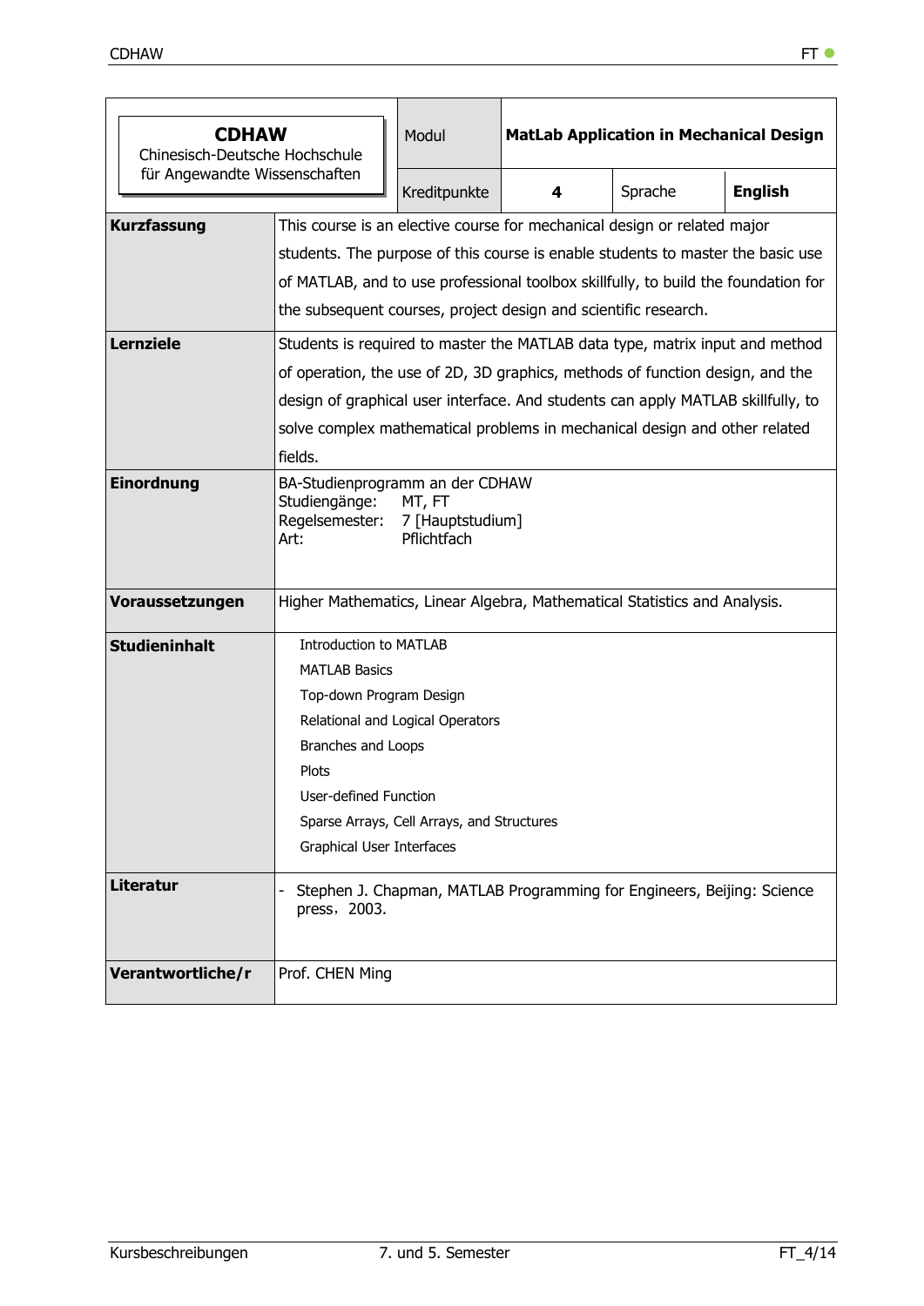| **CDHAW**<br>Chinesisch-Deutsche Hochschule für Angewandte Wissenschaften | Modul | **MatLab Application in Mechanical Design** | | |
|---|---|---|---|---|
| | Kreditpunkte | **4** | Sprache | **English** |

| | |
|---|---|
| **Kurzfassung** | This course is an elective course for mechanical design or related major students. The purpose of this course is enable students to master the basic use of MATLAB, and to use professional toolbox skillfully, to build the foundation for the subsequent courses, project design and scientific research. |
| **Lernziele** | Students is required to master the MATLAB data type, matrix input and method of operation, the use of 2D, 3D graphics, methods of function design, and the design of graphical user interface. And students can apply MATLAB skillfully, to solve complex mathematical problems in mechanical design and other related fields. |
| **Einordnung** | BA-Studienprogramm an der CDHAW<br>Studiengänge: MT, FT<br>Regelsemester: 7 [Hauptstudium]<br>Art: Pflichtfach |
| **Voraussetzungen** | Higher Mathematics, Linear Algebra, Mathematical Statistics and Analysis. |
| **Studieninhalt** | Introduction to MATLAB<br>MATLAB Basics<br>Top-down Program Design<br>Relational and Logical Operators<br>Branches and Loops<br>Plots<br>User-defined Function<br>Sparse Arrays, Cell Arrays, and Structures<br>Graphical User Interfaces |
| **Literatur** | - Stephen J. Chapman, MATLAB Programming for Engineers, Beijing: Science press，2003. |
| **Verantwortliche/r** | Prof. CHEN Ming |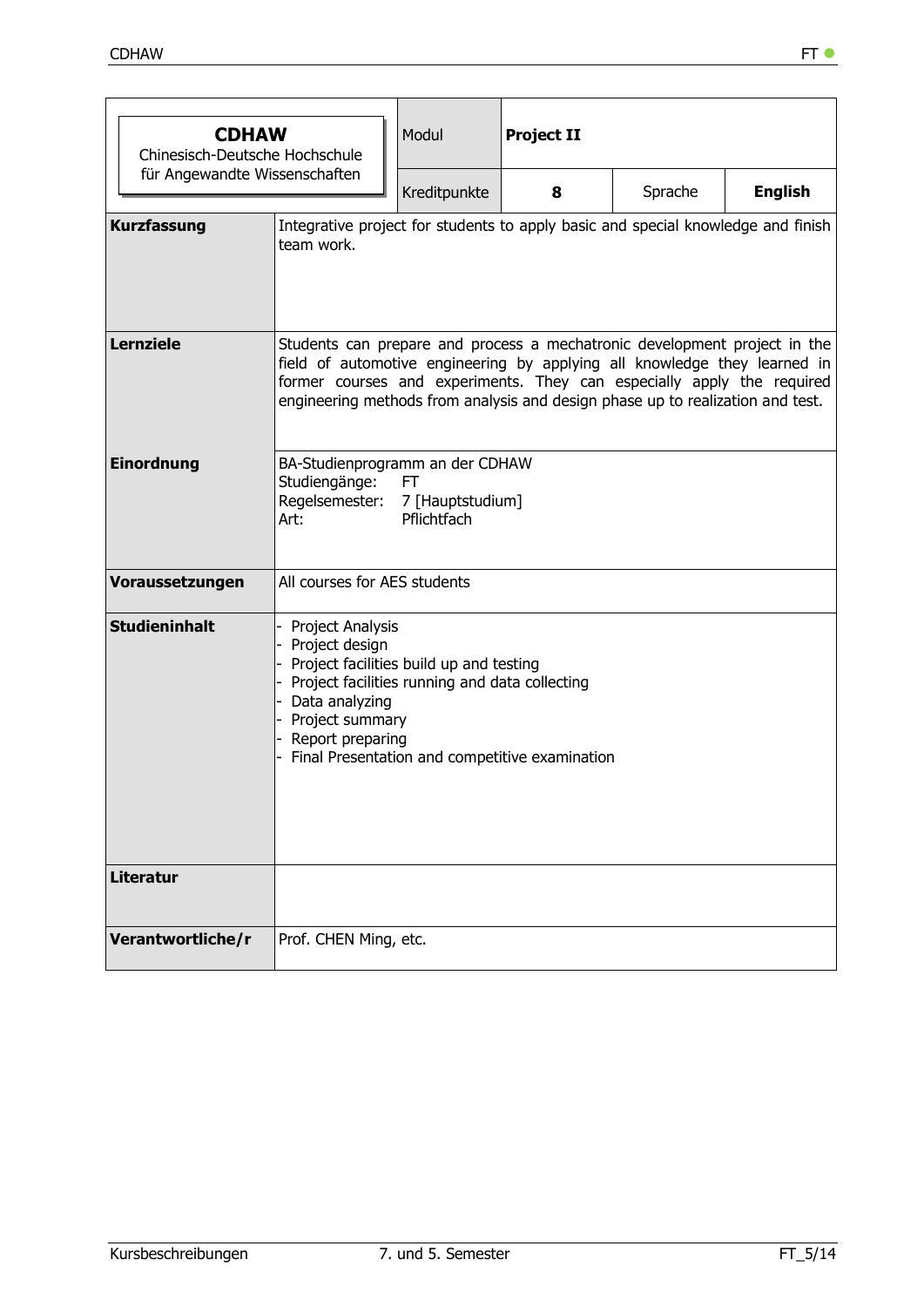| **CDHAW** Chinesisch-Deutsche Hochschule für Angewandte Wissenschaften | Modul | **Project II** | | |
|---|---|---|---|---|
| | Kreditpunkte | **8** | Sprache | **English** |

| | |
|---|---|
| **Kurzfassung** | Integrative project for students to apply basic and special knowledge and finish team work. |
| **Lernziele** | Students can prepare and process a mechatronic development project in the field of automotive engineering by applying all knowledge they learned in former courses and experiments. They can especially apply the required engineering methods from analysis and design phase up to realization and test. |
| **Einordnung** | BA-Studienprogramm an der CDHAW<br>Studiengänge: FT<br>Regelsemester: 7 [Hauptstudium]<br>Art: Pflichtfach |
| **Voraussetzungen** | All courses for AES students |
| **Studieninhalt** | - Project Analysis<br>- Project design<br>- Project facilities build up and testing<br>- Project facilities running and data collecting<br>- Data analyzing<br>- Project summary<br>- Report preparing<br>- Final Presentation and competitive examination |
| **Literatur** | |
| **Verantwortliche/r** | Prof. CHEN Ming, etc. |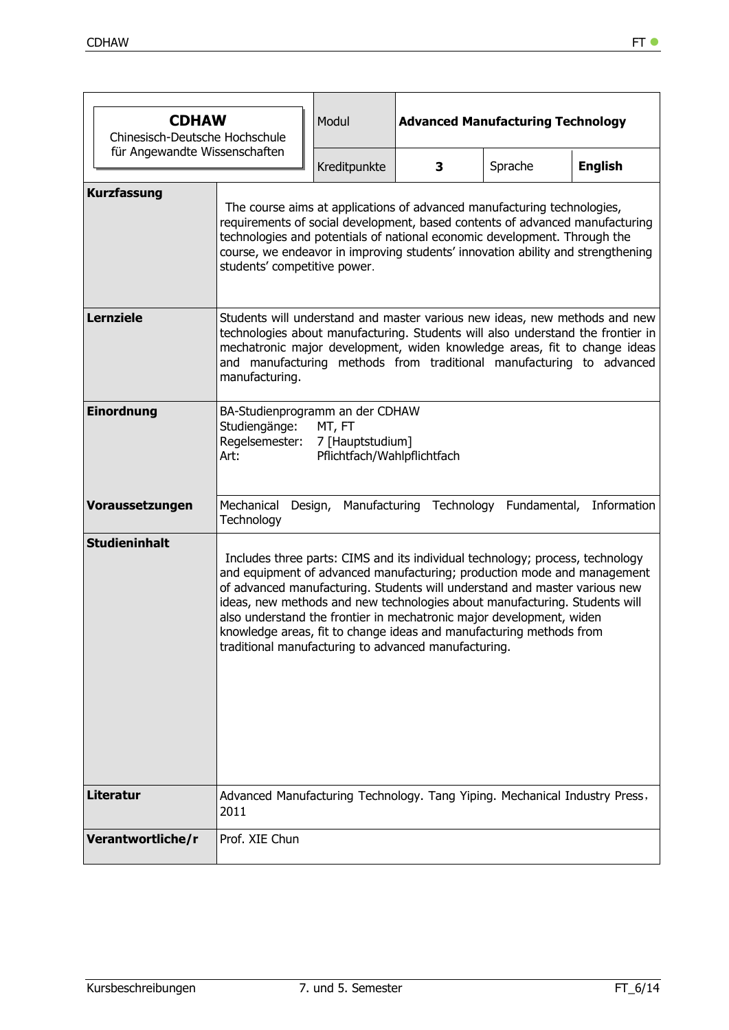| **CDHAW** Chinesisch-Deutsche Hochschule für Angewandte Wissenschaften | Modul | **Advanced Manufacturing Technology** | | |
|---|---|---|---|---|
| | Kreditpunkte | **3** | Sprache | **English** |

| | |
|---|---|
| **Kurzfassung** | The course aims at applications of advanced manufacturing technologies, requirements of social development, based contents of advanced manufacturing technologies and potentials of national economic development. Through the course, we endeavor in improving students' innovation ability and strengthening students' competitive power. |
| **Lernziele** | Students will understand and master various new ideas, new methods and new technologies about manufacturing. Students will also understand the frontier in mechatronic major development, widen knowledge areas, fit to change ideas and manufacturing methods from traditional manufacturing to advanced manufacturing. |
| **Einordnung** | BA-Studienprogramm an der CDHAW<br>Studiengänge: MT, FT<br>Regelsemester: 7 [Hauptstudium]<br>Art: Pflichtfach/Wahlpflichtfach |
| **Voraussetzungen** | Mechanical Design, Manufacturing Technology Fundamental, Information Technology |
| **Studieninhalt** | Includes three parts: CIMS and its individual technology; process, technology and equipment of advanced manufacturing; production mode and management of advanced manufacturing. Students will understand and master various new ideas, new methods and new technologies about manufacturing. Students will also understand the frontier in mechatronic major development, widen knowledge areas, fit to change ideas and manufacturing methods from traditional manufacturing to advanced manufacturing. |
| **Literatur** | Advanced Manufacturing Technology. Tang Yiping. Mechanical Industry Press，2011 |
| **Verantwortliche/r** | Prof. XIE Chun |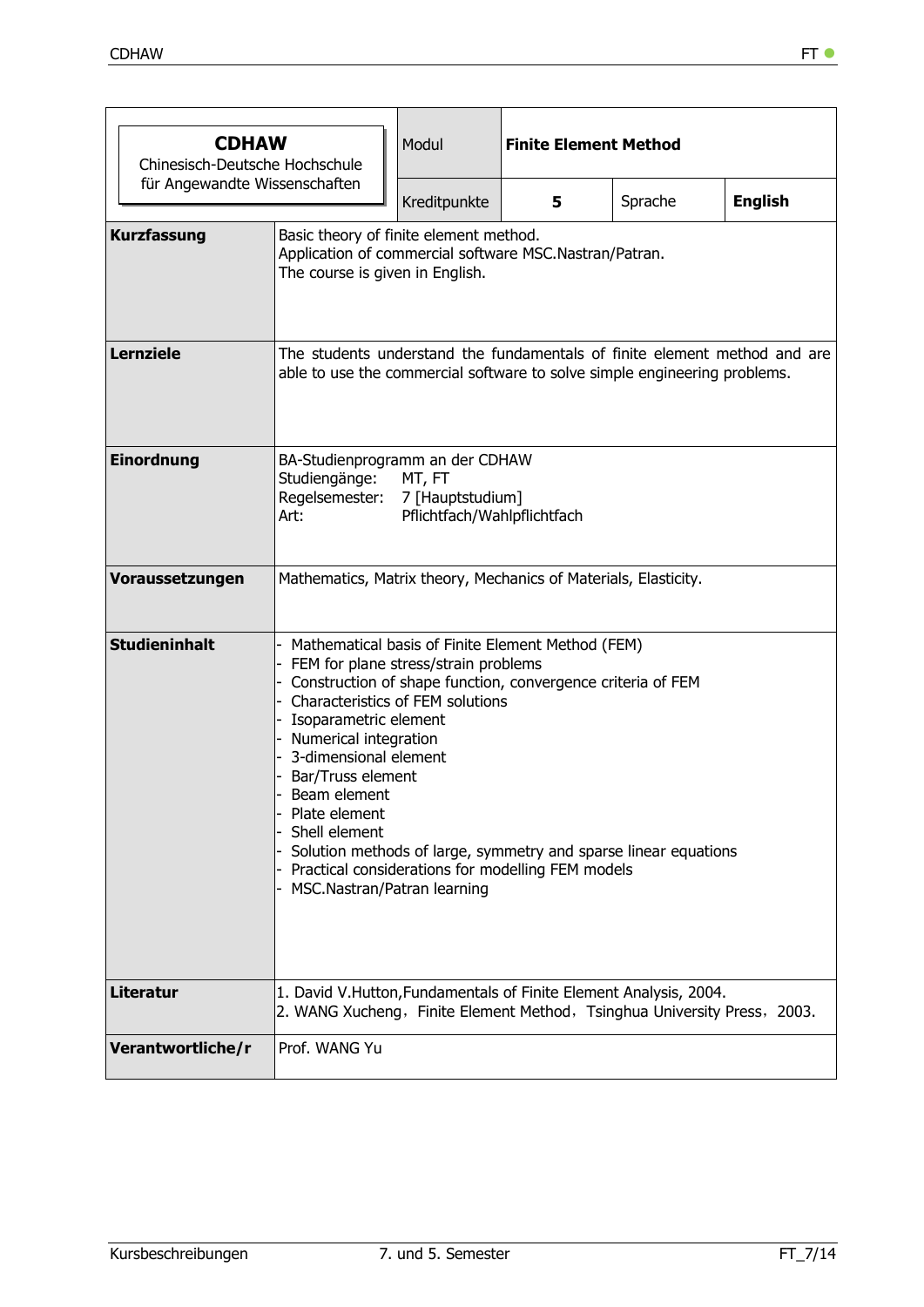| **CDHAW** Chinesisch-Deutsche Hochschule für Angewandte Wissenschaften | Modul | **Finite Element Method** | | |
|---|---|---|---|---|
| | Kreditpunkte | **5** | Sprache | **English** |

| | |
|---|---|
| **Kurzfassung** | Basic theory of finite element method.<br>Application of commercial software MSC.Nastran/Patran.<br>The course is given in English. |
| **Lernziele** | The students understand the fundamentals of finite element method and are able to use the commercial software to solve simple engineering problems. |
| **Einordnung** | BA-Studienprogramm an der CDHAW<br>Studiengänge: MT, FT<br>Regelsemester: 7 [Hauptstudium]<br>Art: Pflichtfach/Wahlpflichtfach |
| **Voraussetzungen** | Mathematics, Matrix theory, Mechanics of Materials, Elasticity. |
| **Studieninhalt** | - Mathematical basis of Finite Element Method (FEM)<br>- FEM for plane stress/strain problems<br>- Construction of shape function, convergence criteria of FEM<br>- Characteristics of FEM solutions<br>- Isoparametric element<br>- Numerical integration<br>- 3-dimensional element<br>- Bar/Truss element<br>- Beam element<br>- Plate element<br>- Shell element<br>- Solution methods of large, symmetry and sparse linear equations<br>- Practical considerations for modelling FEM models<br>- MSC.Nastran/Patran learning |
| **Literatur** | 1. David V.Hutton,Fundamentals of Finite Element Analysis, 2004.<br>2. WANG Xucheng，Finite Element Method，Tsinghua University Press，2003. |
| **Verantwortliche/r** | Prof. WANG Yu |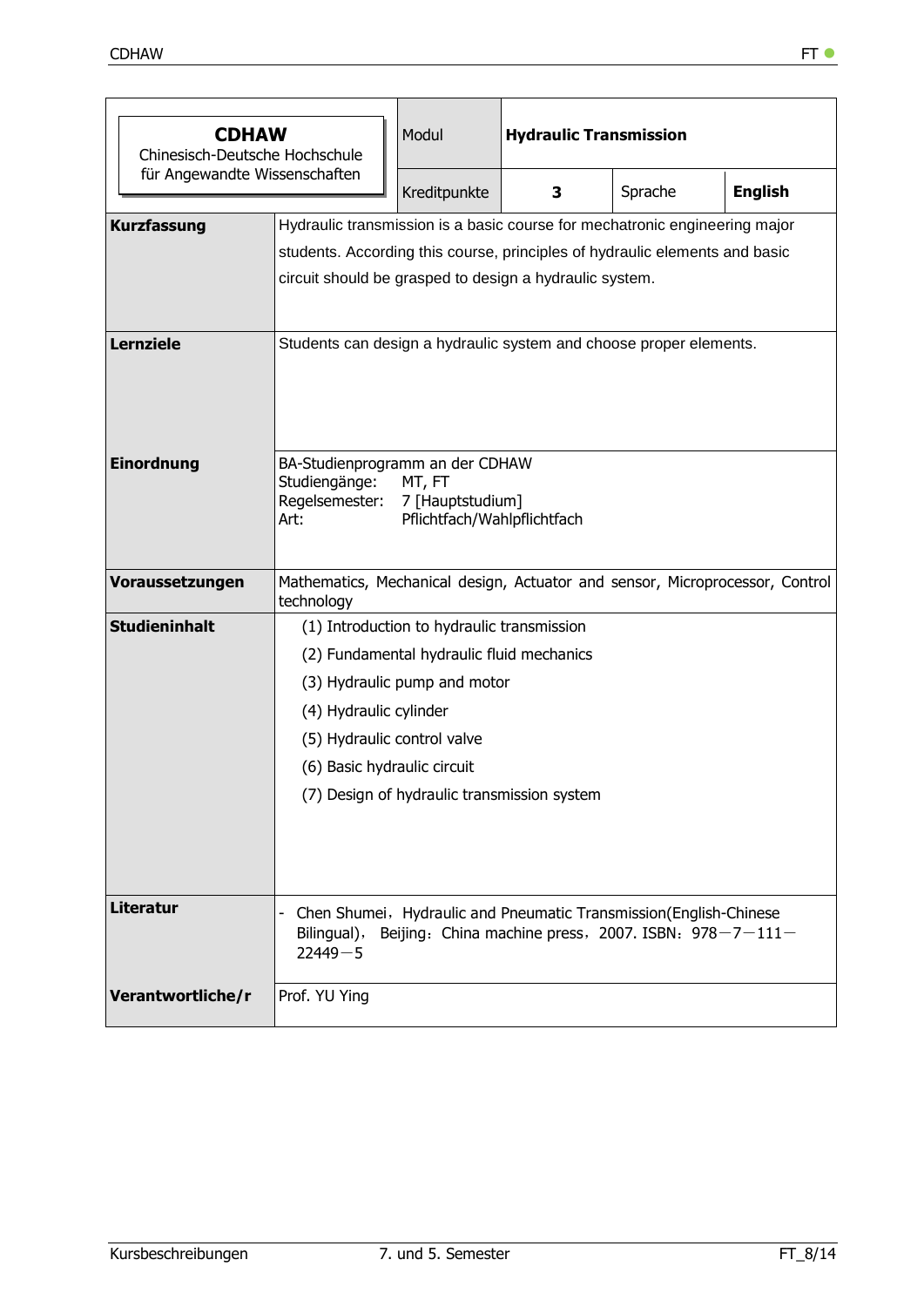| **CDHAW** Chinesisch-Deutsche Hochschule für Angewandte Wissenschaften | Modul | **Hydraulic Transmission** | | |
|---|---|---|---|---|
| | Kreditpunkte | **3** | Sprache | **English** |

| | |
|---|---|
| **Kurzfassung** | Hydraulic transmission is a basic course for mechatronic engineering major students. According this course, principles of hydraulic elements and basic circuit should be grasped to design a hydraulic system. |
| **Lernziele** | Students can design a hydraulic system and choose proper elements. |
| **Einordnung** | BA-Studienprogramm an der CDHAW<br>Studiengänge: MT, FT<br>Regelsemester: 7 [Hauptstudium]<br>Art: Pflichtfach/Wahlpflichtfach |
| **Voraussetzungen** | Mathematics, Mechanical design, Actuator and sensor, Microprocessor, Control technology |
| **Studieninhalt** | (1) Introduction to hydraulic transmission<br>(2) Fundamental hydraulic fluid mechanics<br>(3) Hydraulic pump and motor<br>(4) Hydraulic cylinder<br>(5) Hydraulic control valve<br>(6) Basic hydraulic circuit<br>(7) Design of hydraulic transmission system |
| **Literatur** | - Chen Shumei，Hydraulic and Pneumatic Transmission(English-Chinese Bilingual)， Beijing：China machine press，2007. ISBN：978－7－111－22449－5 |
| **Verantwortliche/r** | Prof. YU Ying |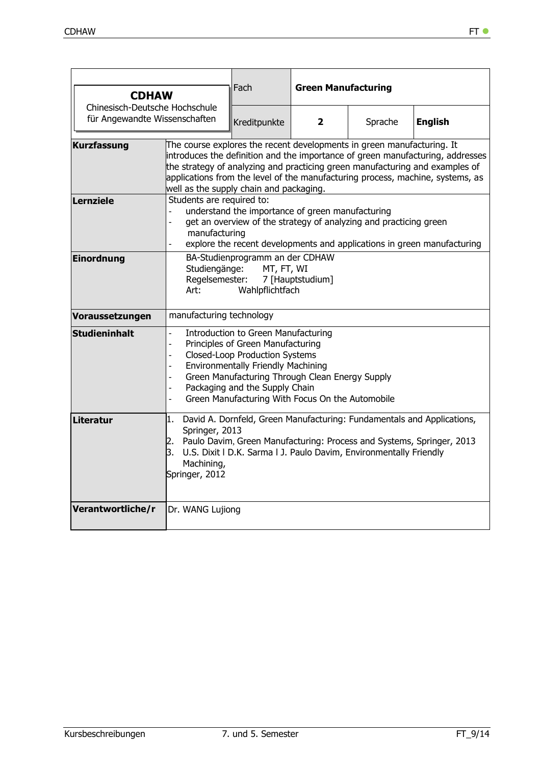| **CDHAW**<br>Chinesisch-Deutsche Hochschule für Angewandte Wissenschaften | Fach | **Green Manufacturing** | | |
|---|---|---|---|---|
| | Kreditpunkte | **2** | Sprache | **English** |

| | |
|---|---|
| **Kurzfassung** | The course explores the recent developments in green manufacturing. It introduces the definition and the importance of green manufacturing, addresses the strategy of analyzing and practicing green manufacturing and examples of applications from the level of the manufacturing process, machine, systems, as well as the supply chain and packaging. |
| **Lernziele** | Students are required to:<br>- understand the importance of green manufacturing<br>- get an overview of the strategy of analyzing and practicing green manufacturing<br>- explore the recent developments and applications in green manufacturing |
| **Einordnung** | BA-Studienprogramm an der CDHAW<br>Studiengänge: MT, FT, WI<br>Regelsemester: 7 [Hauptstudium]<br>Art: Wahlpflichtfach |
| **Voraussetzungen** | manufacturing technology |
| **Studieninhalt** | - Introduction to Green Manufacturing<br>- Principles of Green Manufacturing<br>- Closed-Loop Production Systems<br>- Environmentally Friendly Machining<br>- Green Manufacturing Through Clean Energy Supply<br>- Packaging and the Supply Chain<br>- Green Manufacturing With Focus On the Automobile |
| **Literatur** | 1. David A. Dornfeld, Green Manufacturing: Fundamentals and Applications, Springer, 2013<br>2. Paulo Davim, Green Manufacturing: Process and Systems, Springer, 2013<br>3. U.S. Dixit l D.K. Sarma l J. Paulo Davim, Environmentally Friendly Machining, Springer, 2012 |
| **Verantwortliche/r** | Dr. WANG Lujiong |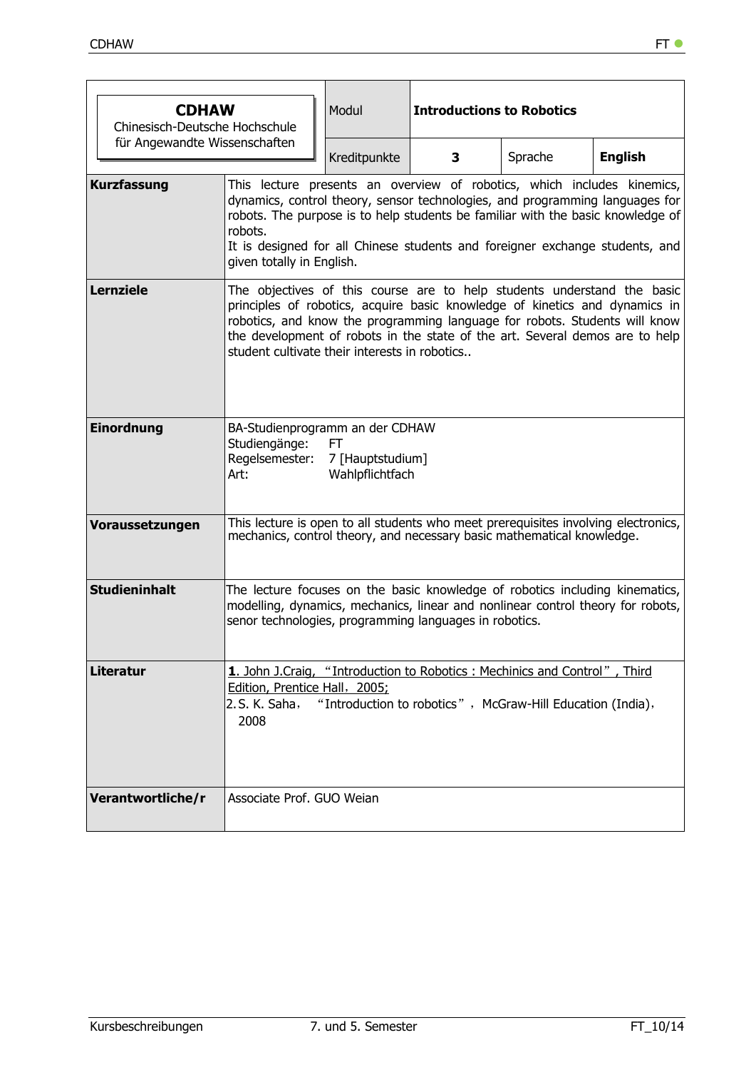| **CDHAW** Chinesisch-Deutsche Hochschule für Angewandte Wissenschaften | Modul | **Introductions to Robotics** | | |
|---|---|---|---|---|
| | Kreditpunkte | **3** | Sprache | **English** |
| **Kurzfassung** | This lecture presents an overview of robotics, which includes kinemics, dynamics, control theory, sensor technologies, and programming languages for robots. The purpose is to help students be familiar with the basic knowledge of robots.<br>It is designed for all Chinese students and foreigner exchange students, and given totally in English. | | | |
| **Lernziele** | The objectives of this course are to help students understand the basic principles of robotics, acquire basic knowledge of kinetics and dynamics in robotics, and know the programming language for robots. Students will know the development of robots in the state of the art. Several demos are to help student cultivate their interests in robotics.. | | | |
| **Einordnung** | BA-Studienprogramm an der CDHAW<br>Studiengänge: FT<br>Regelsemester: 7 [Hauptstudium]<br>Art: Wahlpflichtfach | | | |
| **Voraussetzungen** | This lecture is open to all students who meet prerequisites involving electronics, mechanics, control theory, and necessary basic mathematical knowledge. | | | |
| **Studieninhalt** | The lecture focuses on the basic knowledge of robotics including kinematics, modelling, dynamics, mechanics, linear and nonlinear control theory for robots, senor technologies, programming languages in robotics. | | | |
| **Literatur** | 1. John J.Craig, "Introduction to Robotics : Mechinics and Control", Third Edition, Prentice Hall，2005;<br>2. S. K. Saha， "Introduction to robotics"， McGraw-Hill Education (India)， 2008 | | | |
| **Verantwortliche/r** | Associate Prof. GUO Weian | | | |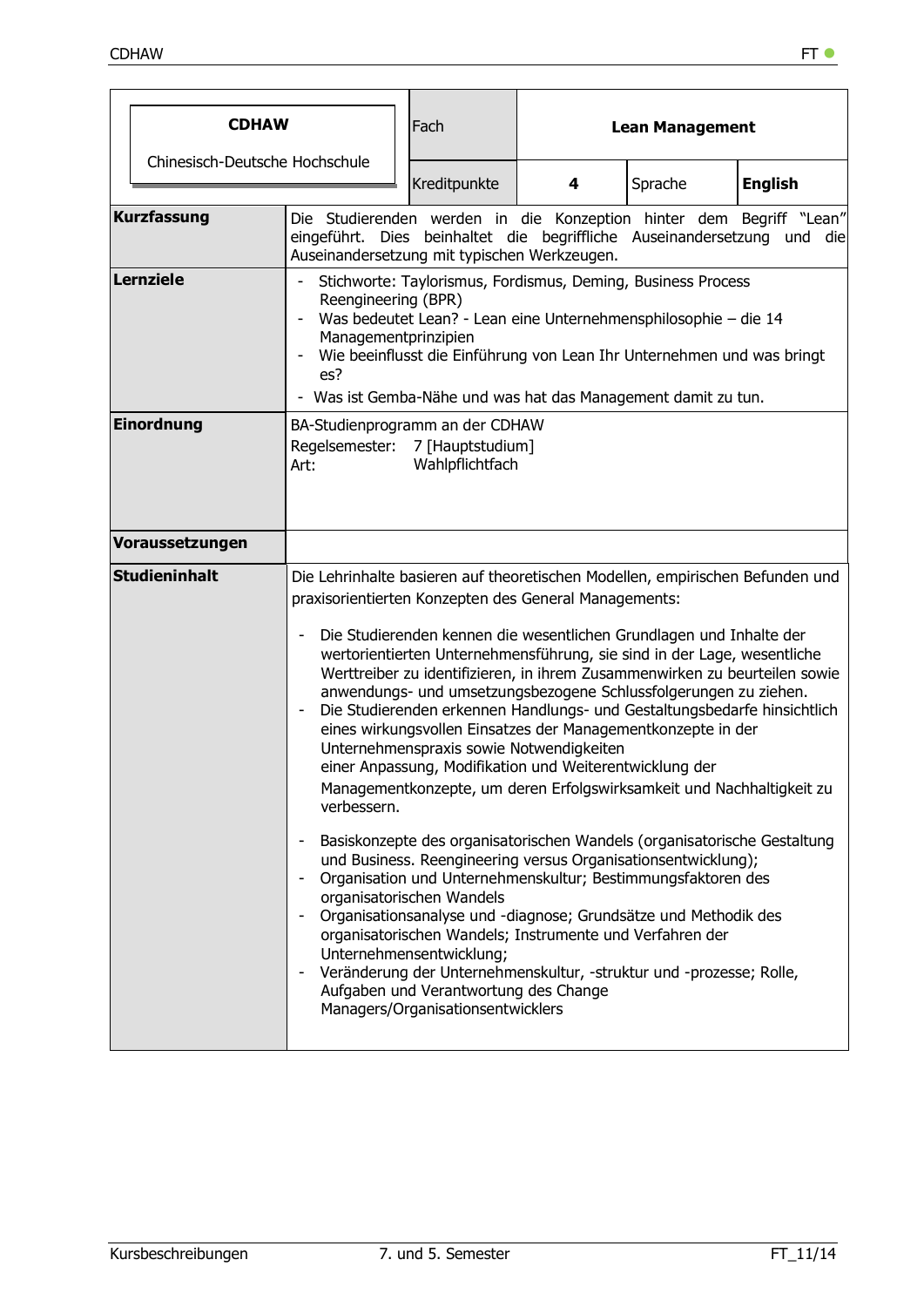| CDHAW<br>Chinesisch-Deutsche Hochschule | Fach | **Lean Management** | | |
|---|---|---|---|---|
| | Kreditpunkte | **4** | Sprache | **English** |

| | |
|---|---|
| **Kurzfassung** | Die Studierenden werden in die Konzeption hinter dem Begriff "Lean" eingeführt. Dies beinhaltet die begriffliche Auseinandersetzung und die Auseinandersetzung mit typischen Werkzeugen. |
| **Lernziele** | - Stichworte: Taylorismus, Fordismus, Deming, Business Process Reengineering (BPR)<br>- Was bedeutet Lean? - Lean eine Unternehmensphilosophie – die 14 Managementprinzipien<br>- Wie beeinflusst die Einführung von Lean Ihr Unternehmen und was bringt es?<br>- Was ist Gemba-Nähe und was hat das Management damit zu tun. |
| **Einordnung** | BA-Studienprogramm an der CDHAW<br>Regelsemester: 7 [Hauptstudium]<br>Art: Wahlpflichtfach |
| **Voraussetzungen** | |
| **Studieninhalt** | Die Lehrinhalte basieren auf theoretischen Modellen, empirischen Befunden und praxisorientierten Konzepten des General Managements:<br><br>- Die Studierenden kennen die wesentlichen Grundlagen und Inhalte der wertorientierten Unternehmensführung, sie sind in der Lage, wesentliche Werttreiber zu identifizieren, in ihrem Zusammenwirken zu beurteilen sowie anwendungs- und umsetzungsbezogene Schlussfolgerungen zu ziehen.<br>- Die Studierenden erkennen Handlungs- und Gestaltungsbedarfe hinsichtlich eines wirkungsvollen Einsatzes der Managementkonzepte in der Unternehmenspraxis sowie Notwendigkeiten einer Anpassung, Modifikation und Weiterentwicklung der Managementkonzepte, um deren Erfolgswirksamkeit und Nachhaltigkeit zu verbessern.<br><br>- Basiskonzepte des organisatorischen Wandels (organisatorische Gestaltung und Business. Reengineering versus Organisationsentwicklung);<br>- Organisation und Unternehmenskultur; Bestimmungsfaktoren des organisatorischen Wandels<br>- Organisationsanalyse und -diagnose; Grundsätze und Methodik des organisatorischen Wandels; Instrumente und Verfahren der Unternehmensentwicklung;<br>- Veränderung der Unternehmenskultur, -struktur und -prozesse; Rolle, Aufgaben und Verantwortung des Change Managers/Organisationsentwicklers |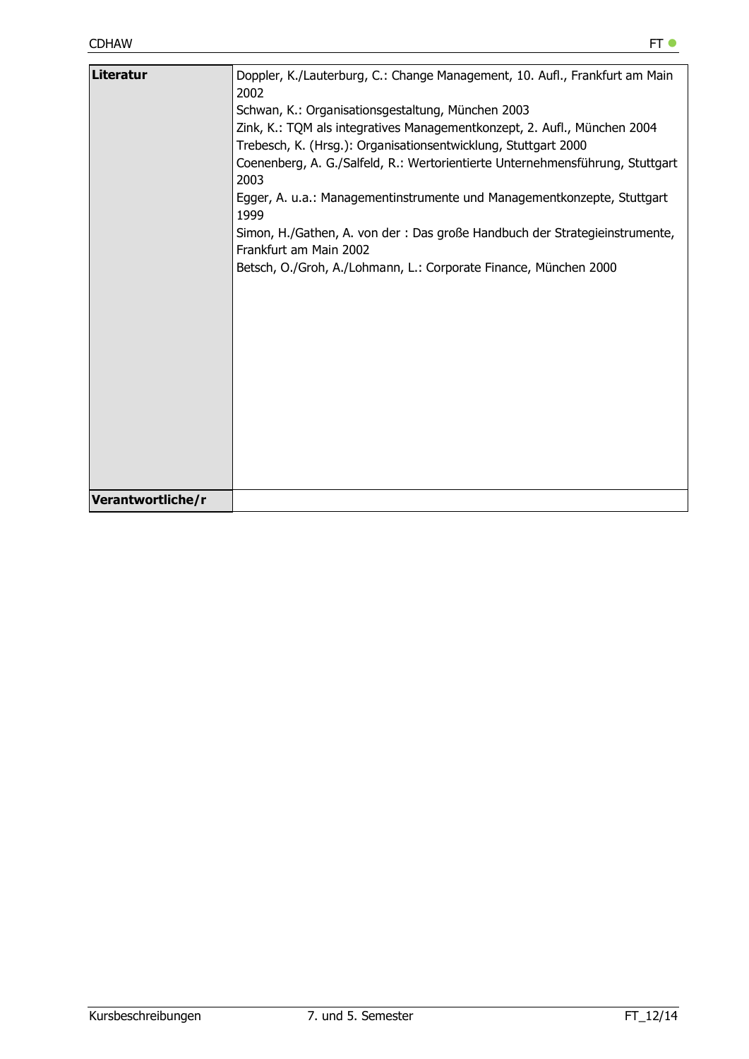| | |
|---|---|
| **Literatur** | Doppler, K./Lauterburg, C.: Change Management, 10. Aufl., Frankfurt am Main 2002<br>Schwan, K.: Organisationsgestaltung, München 2003<br>Zink, K.: TQM als integratives Managementkonzept, 2. Aufl., München 2004<br>Trebesch, K. (Hrsg.): Organisationsentwicklung, Stuttgart 2000<br>Coenenberg, A. G./Salfeld, R.: Wertorientierte Unternehmensführung, Stuttgart 2003<br>Egger, A. u.a.: Managementinstrumente und Managementkonzepte, Stuttgart 1999<br>Simon, H./Gathen, A. von der : Das große Handbuch der Strategieinstrumente, Frankfurt am Main 2002<br>Betsch, O./Groh, A./Lohmann, L.: Corporate Finance, München 2000 |
| **Verantwortliche/r** | |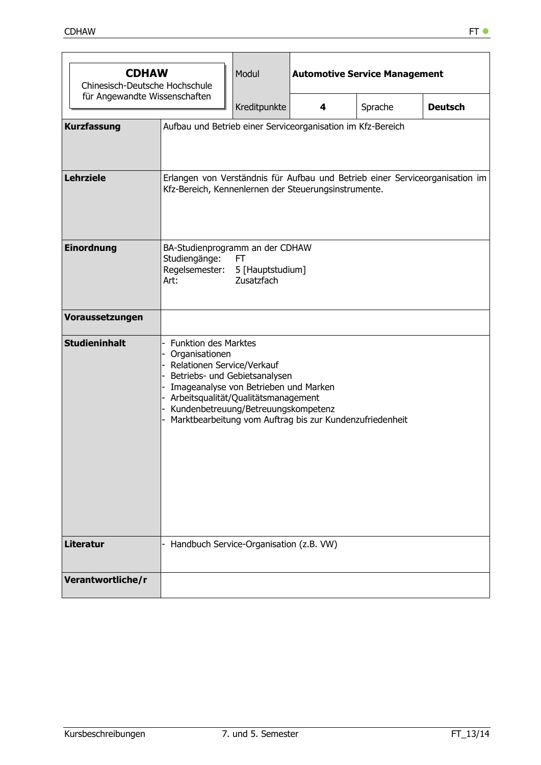| **CDHAW**<br>Chinesisch-Deutsche Hochschule für Angewandte Wissenschaften | Modul | **Automotive Service Management** | | |
|---|---|---|---|---|
| | Kreditpunkte | **4** | Sprache | **Deutsch** |

| | |
|---|---|
| **Kurzfassung** | Aufbau und Betrieb einer Serviceorganisation im Kfz-Bereich |
| **Lehrziele** | Erlangen von Verständnis für Aufbau und Betrieb einer Serviceorganisation im Kfz-Bereich, Kennenlernen der Steuerungsinstrumente. |
| **Einordnung** | BA-Studienprogramm an der CDHAW<br>Studiengänge: FT<br>Regelsemester: 5 [Hauptstudium]<br>Art: Zusatzfach |
| **Voraussetzungen** | |
| **Studieninhalt** | - Funktion des Marktes<br>- Organisationen<br>- Relationen Service/Verkauf<br>- Betriebs- und Gebietsanalysen<br>- Imageanalyse von Betrieben und Marken<br>- Arbeitsqualität/Qualitätsmanagement<br>- Kundenbetreuung/Betreuungskompetenz<br>- Marktbearbeitung vom Auftrag bis zur Kundenzufriedenheit |
| **Literatur** | - Handbuch Service-Organisation (z.B. VW) |
| **Verantwortliche/r** | |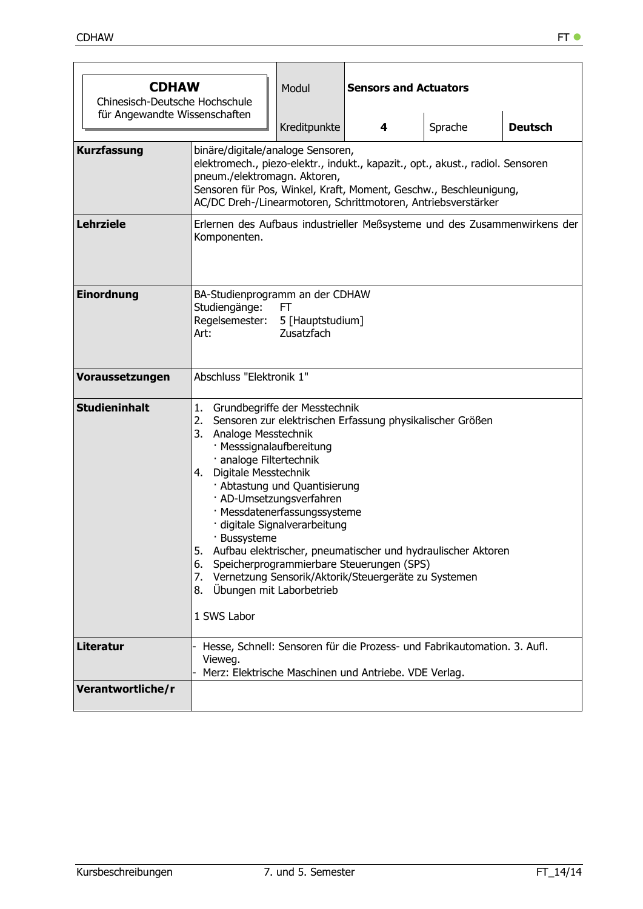| **CDHAW**<br>Chinesisch-Deutsche Hochschule für Angewandte Wissenschaften | Modul | **Sensors and Actuators** | | |
|---|---|---|---|---|
| | Kreditpunkte | **4** | Sprache | **Deutsch** |

| | |
|---|---|
| **Kurzfassung** | binäre/digitale/analoge Sensoren,<br>elektromech., piezo-elektr., indukt., kapazit., opt., akust., radiol. Sensoren<br>pneum./elektromagn. Aktoren,<br>Sensoren für Pos, Winkel, Kraft, Moment, Geschw., Beschleunigung,<br>AC/DC Dreh-/Linearmotoren, Schrittmotoren, Antriebsverstärker |
| **Lehrziele** | Erlernen des Aufbaus industrieller Meßsysteme und des Zusammenwirkens der Komponenten. |
| **Einordnung** | BA-Studienprogramm an der CDHAW<br>Studiengänge: FT<br>Regelsemester: 5 [Hauptstudium]<br>Art: Zusatzfach |
| **Voraussetzungen** | Abschluss "Elektronik 1" |
| **Studieninhalt** | 1. Grundbegriffe der Messtechnik<br>2. Sensoren zur elektrischen Erfassung physikalischer Größen<br>3. Analoge Messtechnik<br>· Messsignalaufbereitung<br>· analoge Filtertechnik<br>4. Digitale Messtechnik<br>· Abtastung und Quantisierung<br>· AD-Umsetzungsverfahren<br>· Messdatenerfassungssysteme<br>· digitale Signalverarbeitung<br>· Bussysteme<br>5. Aufbau elektrischer, pneumatischer und hydraulischer Aktoren<br>6. Speicherprogrammierbare Steuerungen (SPS)<br>7. Vernetzung Sensorik/Aktorik/Steuergeräte zu Systemen<br>8. Übungen mit Laborbetrieb<br><br>1 SWS Labor |
| **Literatur** | - Hesse, Schnell: Sensoren für die Prozess- und Fabrikautomation. 3. Aufl. Vieweg.<br>- Merz: Elektrische Maschinen und Antriebe. VDE Verlag. |
| **Verantwortliche/r** | |